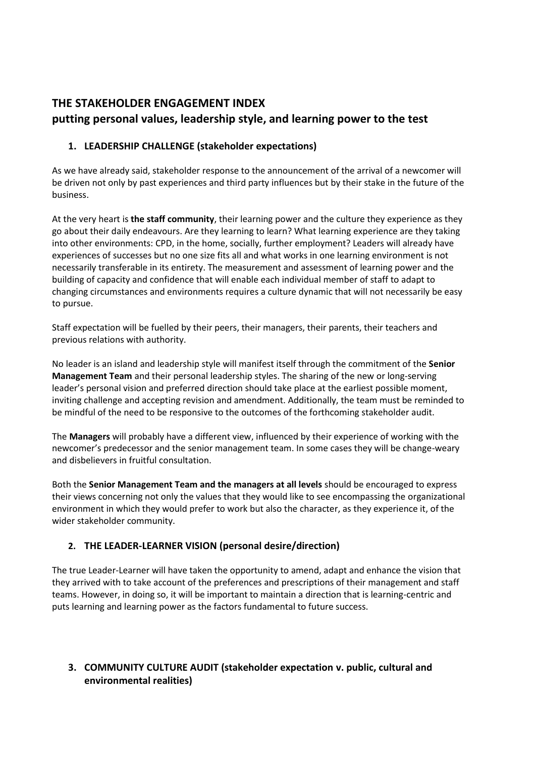# THE STAKEHOLDER ENGAGEMENT INDEX
## putting personal values, leadership style, and learning power to the test

### 1. LEADERSHIP CHALLENGE (stakeholder expectations)

As we have already said, stakeholder response to the announcement of the arrival of a newcomer will be driven not only by past experiences and third party influences but by their stake in the future of the business.

At the very heart is **the staff community**, their learning power and the culture they experience as they go about their daily endeavours. Are they learning to learn? What learning experience are they taking into other environments: CPD, in the home, socially, further employment? Leaders will already have experiences of successes but no one size fits all and what works in one learning environment is not necessarily transferable in its entirety. The measurement and assessment of learning power and the building of capacity and confidence that will enable each individual member of staff to adapt to changing circumstances and environments requires a culture dynamic that will not necessarily be easy to pursue.

Staff expectation will be fuelled by their peers, their managers, their parents, their teachers and previous relations with authority.

No leader is an island and leadership style will manifest itself through the commitment of the **Senior Management Team** and their personal leadership styles. The sharing of the new or long-serving leader's personal vision and preferred direction should take place at the earliest possible moment, inviting challenge and accepting revision and amendment. Additionally, the team must be reminded to be mindful of the need to be responsive to the outcomes of the forthcoming stakeholder audit.

The **Managers** will probably have a different view, influenced by their experience of working with the newcomer's predecessor and the senior management team. In some cases they will be change-weary and disbelievers in fruitful consultation.

Both the **Senior Management Team and the managers at all levels** should be encouraged to express their views concerning not only the values that they would like to see encompassing the organizational environment in which they would prefer to work but also the character, as they experience it, of the wider stakeholder community.

### 2. THE LEADER-LEARNER VISION (personal desire/direction)

The true Leader-Learner will have taken the opportunity to amend, adapt and enhance the vision that they arrived with to take account of the preferences and prescriptions of their management and staff teams. However, in doing so, it will be important to maintain a direction that is learning-centric and puts learning and learning power as the factors fundamental to future success.

### 3. COMMUNITY CULTURE AUDIT (stakeholder expectation v. public, cultural and environmental realities)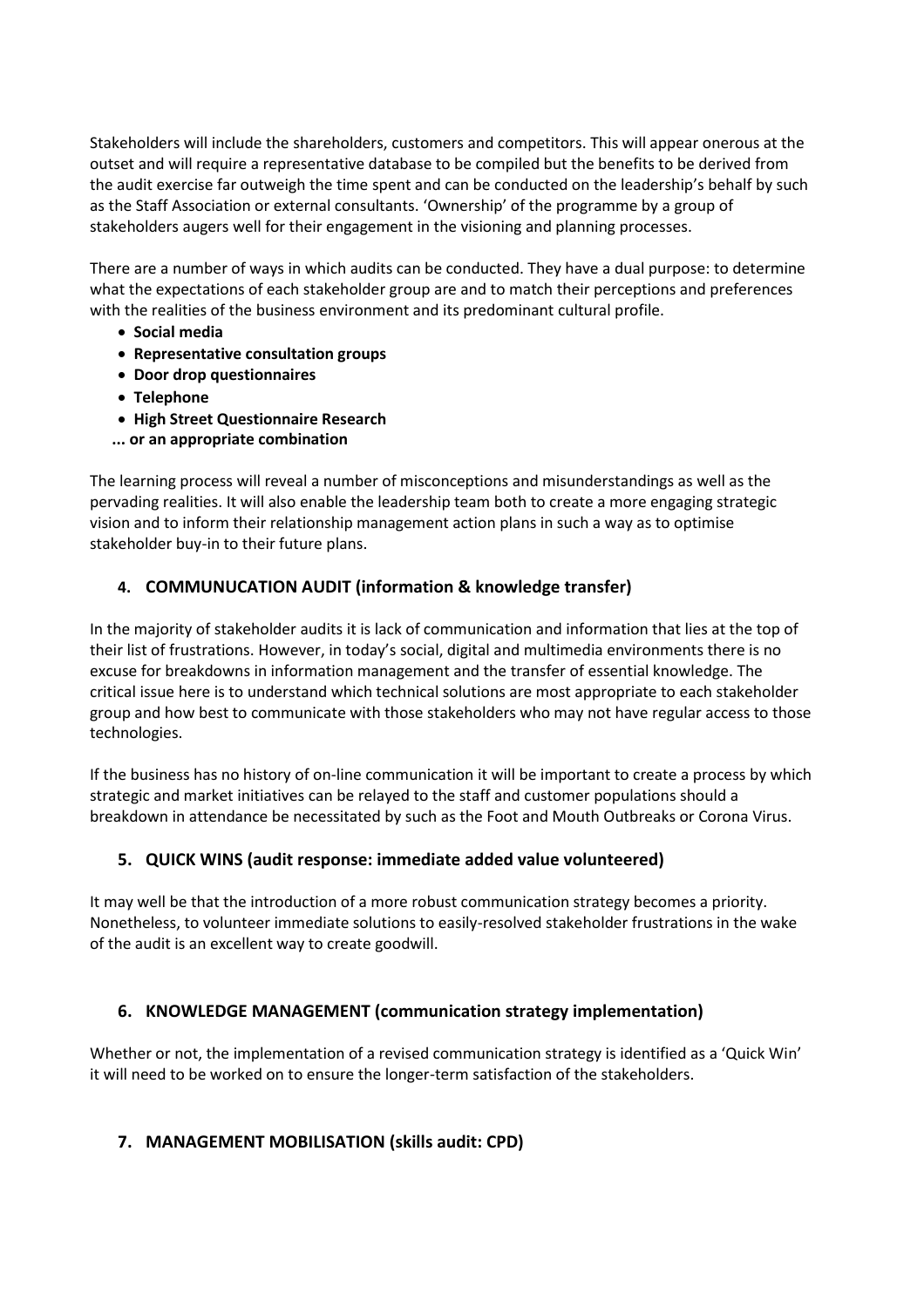Stakeholders will include the shareholders, customers and competitors. This will appear onerous at the outset and will require a representative database to be compiled but the benefits to be derived from the audit exercise far outweigh the time spent and can be conducted on the leadership's behalf by such as the Staff Association or external consultants. 'Ownership' of the programme by a group of stakeholders augers well for their engagement in the visioning and planning processes.

There are a number of ways in which audits can be conducted. They have a dual purpose: to determine what the expectations of each stakeholder group are and to match their perceptions and preferences with the realities of the business environment and its predominant cultural profile.

- **Social media**
- **Representative consultation groups**
- **Door drop questionnaires**
- **Telephone**
- **High Street Questionnaire Research**

**... or an appropriate combination**

The learning process will reveal a number of misconceptions and misunderstandings as well as the pervading realities. It will also enable the leadership team both to create a more engaging strategic vision and to inform their relationship management action plans in such a way as to optimise stakeholder buy-in to their future plans.

## 4. COMMUNUCATION AUDIT (information & knowledge transfer)

In the majority of stakeholder audits it is lack of communication and information that lies at the top of their list of frustrations. However, in today's social, digital and multimedia environments there is no excuse for breakdowns in information management and the transfer of essential knowledge. The critical issue here is to understand which technical solutions are most appropriate to each stakeholder group and how best to communicate with those stakeholders who may not have regular access to those technologies.

If the business has no history of on-line communication it will be important to create a process by which strategic and market initiatives can be relayed to the staff and customer populations should a breakdown in attendance be necessitated by such as the Foot and Mouth Outbreaks or Corona Virus.

## 5. QUICK WINS (audit response: immediate added value volunteered)

It may well be that the introduction of a more robust communication strategy becomes a priority. Nonetheless, to volunteer immediate solutions to easily-resolved stakeholder frustrations in the wake of the audit is an excellent way to create goodwill.

## 6. KNOWLEDGE MANAGEMENT (communication strategy implementation)

Whether or not, the implementation of a revised communication strategy is identified as a 'Quick Win' it will need to be worked on to ensure the longer-term satisfaction of the stakeholders.

## 7. MANAGEMENT MOBILISATION (skills audit: CPD)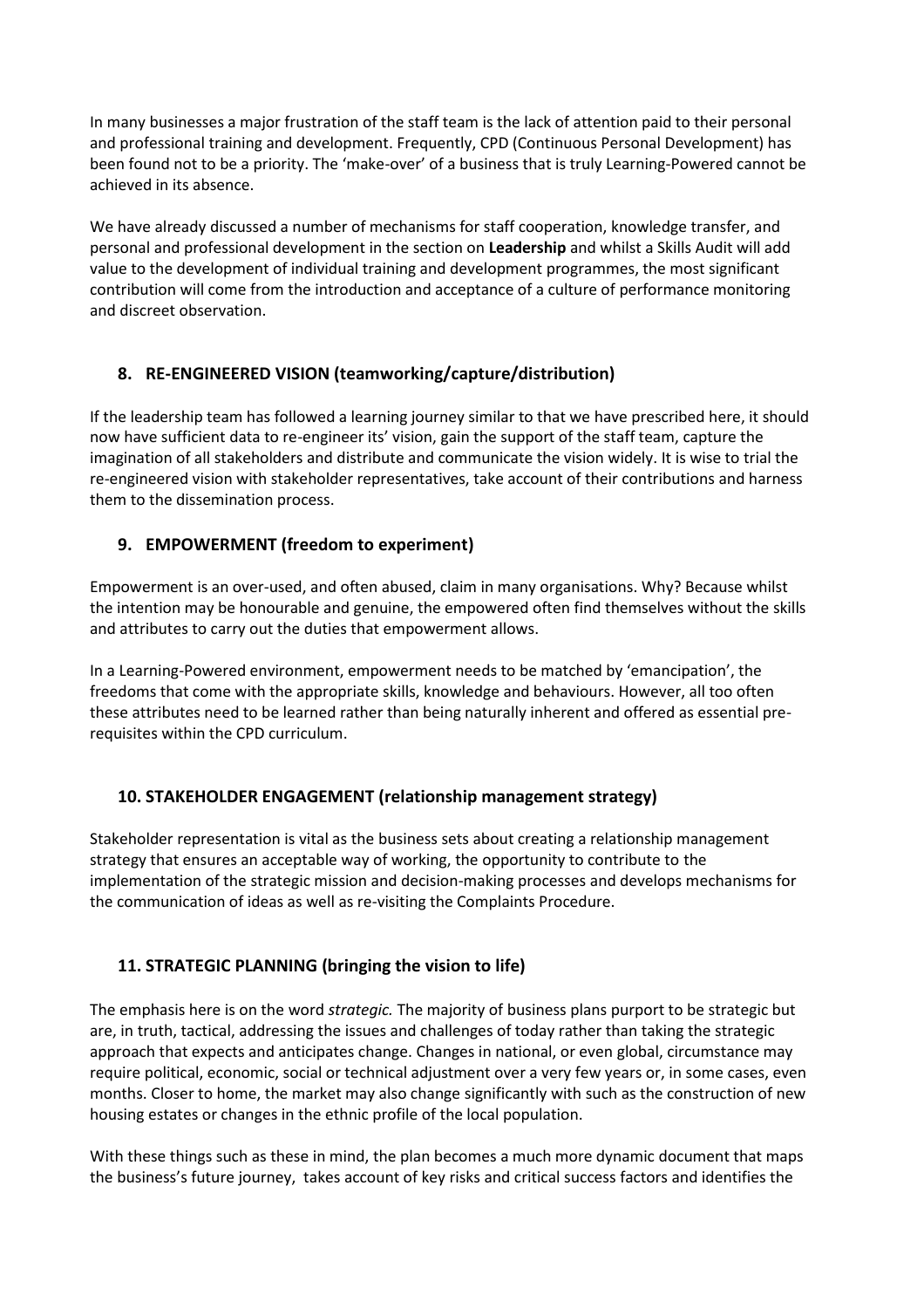In many businesses a major frustration of the staff team is the lack of attention paid to their personal and professional training and development. Frequently, CPD (Continuous Personal Development) has been found not to be a priority. The 'make-over' of a business that is truly Learning-Powered cannot be achieved in its absence.

We have already discussed a number of mechanisms for staff cooperation, knowledge transfer, and personal and professional development in the section on **Leadership** and whilst a Skills Audit will add value to the development of individual training and development programmes, the most significant contribution will come from the introduction and acceptance of a culture of performance monitoring and discreet observation.

## 8. RE-ENGINEERED VISION (teamworking/capture/distribution)

If the leadership team has followed a learning journey similar to that we have prescribed here, it should now have sufficient data to re-engineer its' vision, gain the support of the staff team, capture the imagination of all stakeholders and distribute and communicate the vision widely. It is wise to trial the re-engineered vision with stakeholder representatives, take account of their contributions and harness them to the dissemination process.

## 9. EMPOWERMENT (freedom to experiment)

Empowerment is an over-used, and often abused, claim in many organisations. Why? Because whilst the intention may be honourable and genuine, the empowered often find themselves without the skills and attributes to carry out the duties that empowerment allows.

In a Learning-Powered environment, empowerment needs to be matched by 'emancipation', the freedoms that come with the appropriate skills, knowledge and behaviours. However, all too often these attributes need to be learned rather than being naturally inherent and offered as essential pre-requisites within the CPD curriculum.

## 10. STAKEHOLDER ENGAGEMENT (relationship management strategy)

Stakeholder representation is vital as the business sets about creating a relationship management strategy that ensures an acceptable way of working, the opportunity to contribute to the implementation of the strategic mission and decision-making processes and develops mechanisms for the communication of ideas as well as re-visiting the Complaints Procedure.

## 11. STRATEGIC PLANNING (bringing the vision to life)

The emphasis here is on the word *strategic.* The majority of business plans purport to be strategic but are, in truth, tactical, addressing the issues and challenges of today rather than taking the strategic approach that expects and anticipates change. Changes in national, or even global, circumstance may require political, economic, social or technical adjustment over a very few years or, in some cases, even months. Closer to home, the market may also change significantly with such as the construction of new housing estates or changes in the ethnic profile of the local population.

With these things such as these in mind, the plan becomes a much more dynamic document that maps the business's future journey, takes account of key risks and critical success factors and identifies the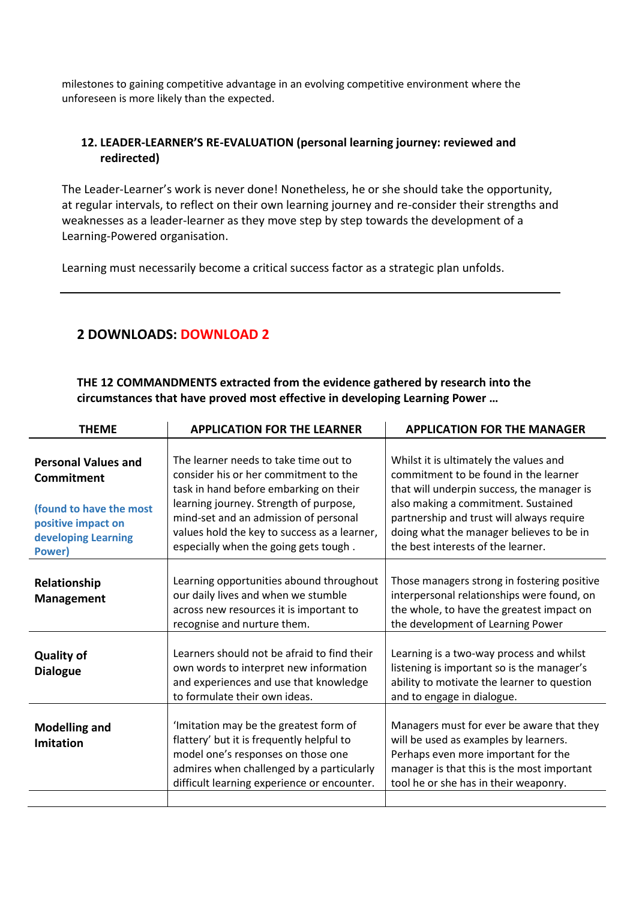milestones to gaining competitive advantage in an evolving competitive environment where the unforeseen is more likely than the expected.

### 12. LEADER-LEARNER'S RE-EVALUATION (personal learning journey: reviewed and redirected)

The Leader-Learner's work is never done! Nonetheless, he or she should take the opportunity, at regular intervals, to reflect on their own learning journey and re-consider their strengths and weaknesses as a leader-learner as they move step by step towards the development of a Learning-Powered organisation.

Learning must necessarily become a critical success factor as a strategic plan unfolds.

---

## 2 DOWNLOADS: DOWNLOAD 2

**THE 12 COMMANDMENTS extracted from the evidence gathered by research into the circumstances that have proved most effective in developing Learning Power …**

| THEME | APPLICATION FOR THE LEARNER | APPLICATION FOR THE MANAGER |
|---|---|---|
| **Personal Values and Commitment** **(found to have the most positive impact on developing Learning Power)** | The learner needs to take time out to consider his or her commitment to the task in hand before embarking on their learning journey. Strength of purpose, mind-set and an admission of personal values hold the key to success as a learner, especially when the going gets tough . | Whilst it is ultimately the values and commitment to be found in the learner that will underpin success, the manager is also making a commitment. Sustained partnership and trust will always require doing what the manager believes to be in the best interests of the learner. |
| **Relationship Management** | Learning opportunities abound throughout our daily lives and when we stumble across new resources it is important to recognise and nurture them. | Those managers strong in fostering positive interpersonal relationships were found, on the whole, to have the greatest impact on the development of Learning Power |
| **Quality of Dialogue** | Learners should not be afraid to find their own words to interpret new information and experiences and use that knowledge to formulate their own ideas. | Learning is a two-way process and whilst listening is important so is the manager's ability to motivate the learner to question and to engage in dialogue. |
| **Modelling and Imitation** | 'Imitation may be the greatest form of flattery' but it is frequently helpful to model one's responses on those one admires when challenged by a particularly difficult learning experience or encounter. | Managers must for ever be aware that they will be used as examples by learners. Perhaps even more important for the manager is that this is the most important tool he or she has in their weaponry. |
| | | |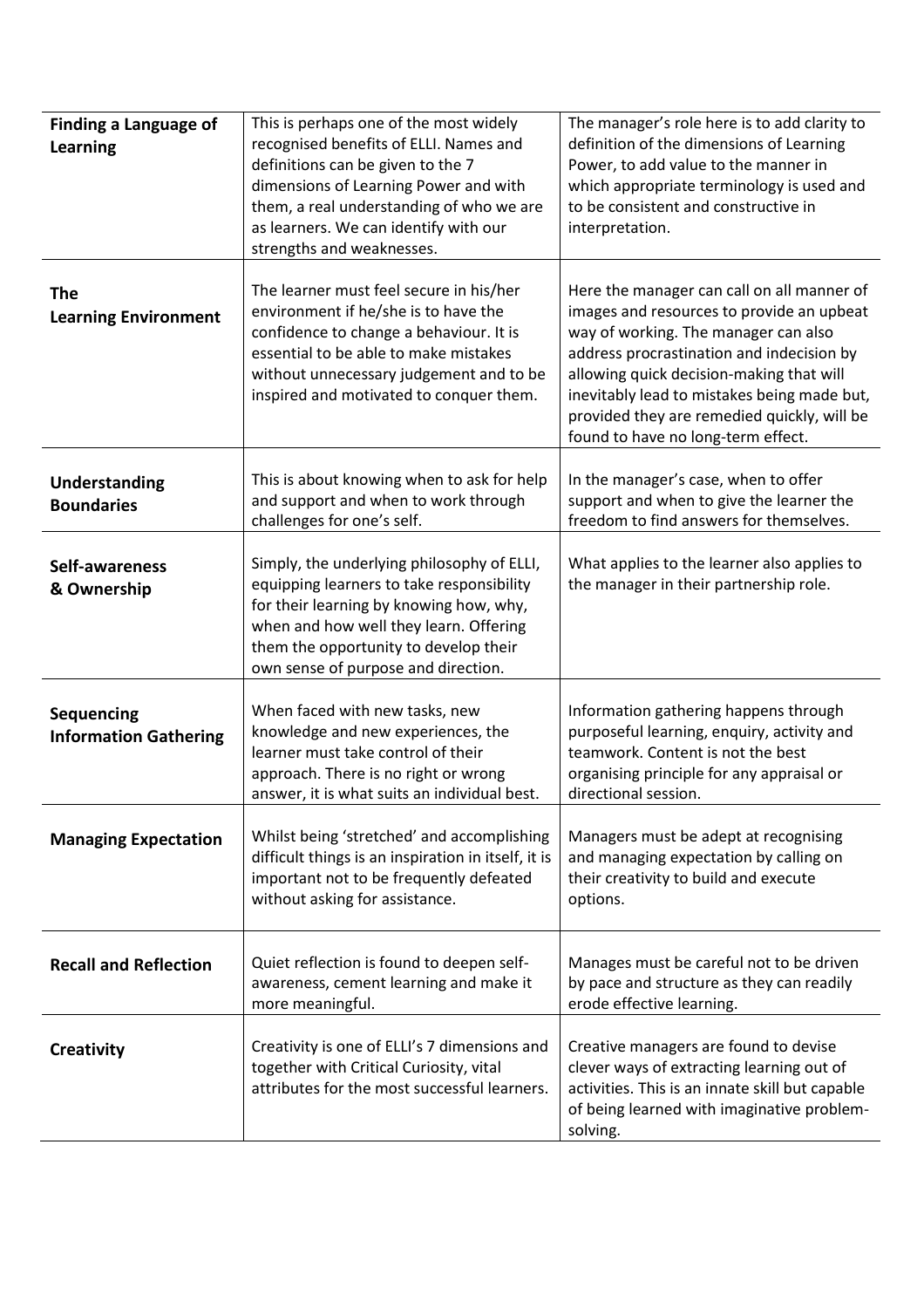| | | |
|---|---|---|
| **Finding a Language of Learning** | This is perhaps one of the most widely recognised benefits of ELLI. Names and definitions can be given to the 7 dimensions of Learning Power and with them, a real understanding of who we are as learners. We can identify with our strengths and weaknesses. | The manager's role here is to add clarity to definition of the dimensions of Learning Power, to add value to the manner in which appropriate terminology is used and to be consistent and constructive in interpretation. |
| **The Learning Environment** | The learner must feel secure in his/her environment if he/she is to have the confidence to change a behaviour. It is essential to be able to make mistakes without unnecessary judgement and to be inspired and motivated to conquer them. | Here the manager can call on all manner of images and resources to provide an upbeat way of working. The manager can also address procrastination and indecision by allowing quick decision-making that will inevitably lead to mistakes being made but, provided they are remedied quickly, will be found to have no long-term effect. |
| **Understanding Boundaries** | This is about knowing when to ask for help and support and when to work through challenges for one's self. | In the manager's case, when to offer support and when to give the learner the freedom to find answers for themselves. |
| **Self-awareness & Ownership** | Simply, the underlying philosophy of ELLI, equipping learners to take responsibility for their learning by knowing how, why, when and how well they learn. Offering them the opportunity to develop their own sense of purpose and direction. | What applies to the learner also applies to the manager in their partnership role. |
| **Sequencing Information Gathering** | When faced with new tasks, new knowledge and new experiences, the learner must take control of their approach. There is no right or wrong answer, it is what suits an individual best. | Information gathering happens through purposeful learning, enquiry, activity and teamwork. Content is not the best organising principle for any appraisal or directional session. |
| **Managing Expectation** | Whilst being 'stretched' and accomplishing difficult things is an inspiration in itself, it is important not to be frequently defeated without asking for assistance. | Managers must be adept at recognising and managing expectation by calling on their creativity to build and execute options. |
| **Recall and Reflection** | Quiet reflection is found to deepen self-awareness, cement learning and make it more meaningful. | Manages must be careful not to be driven by pace and structure as they can readily erode effective learning. |
| **Creativity** | Creativity is one of ELLI's 7 dimensions and together with Critical Curiosity, vital attributes for the most successful learners. | Creative managers are found to devise clever ways of extracting learning out of activities. This is an innate skill but capable of being learned with imaginative problem-solving. |